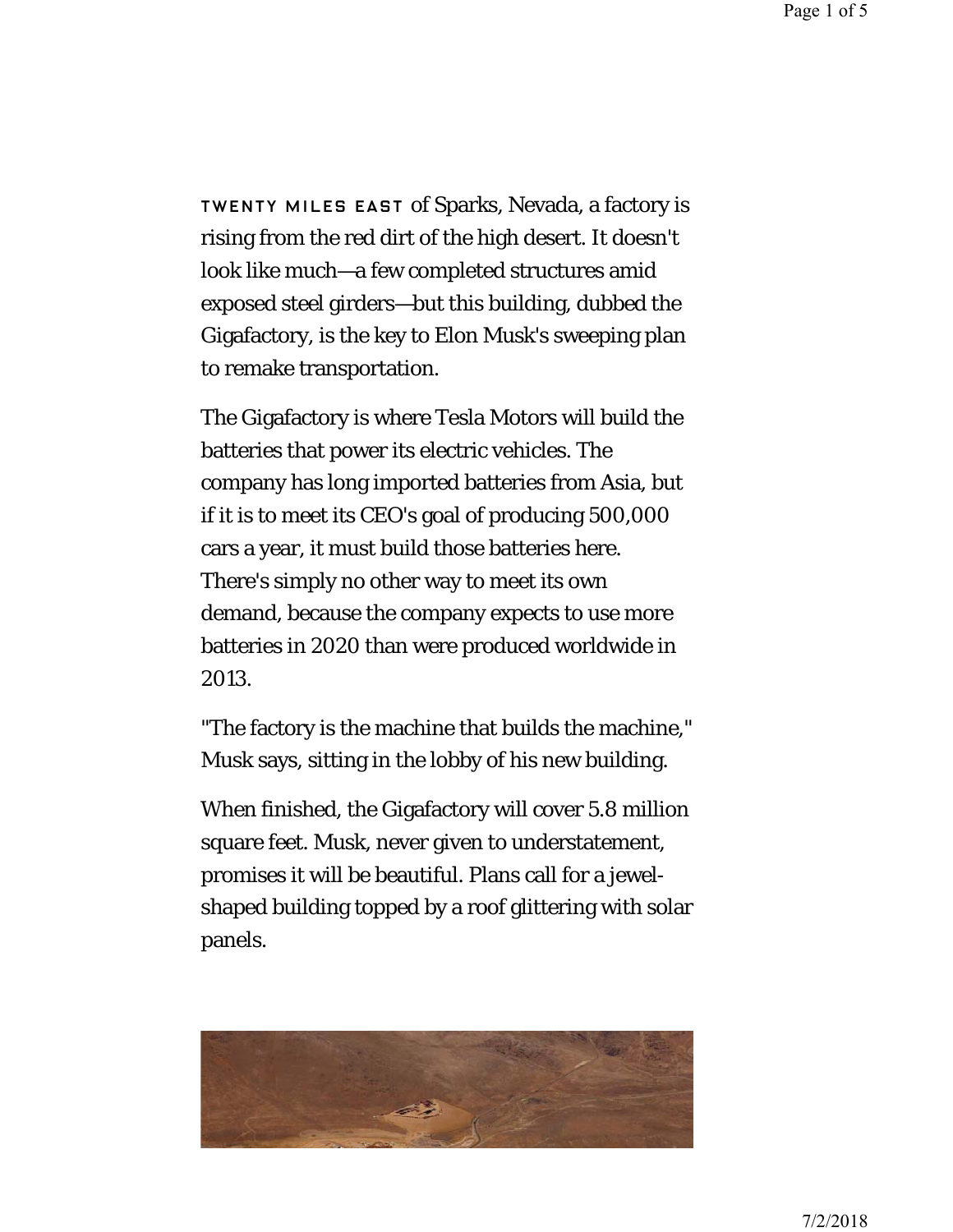TWENTY MILES EAST of Sparks, Nevada, a factory is rising from the red dirt of the high desert. It doesn't look like much—a few completed structures amid exposed steel girders—but this building, dubbed the Gigafactory, is the key to Elon Musk's sweeping plan to remake transportation.

The Gigafactory is where Tesla Motors will build the batteries that power its electric vehicles. The company has long imported batteries from Asia, but if it is to meet its CEO's goal of producing 500,000 cars a year, it must build those batteries here. There's simply no other way to meet its own demand, because the company expects to use more batteries in 2020 than were produced worldwide in 2013.

"The factory is the machine that builds the machine," Musk says, sitting in the lobby of his new building.

When finished, the Gigafactory will cover 5.8 million square feet. Musk, never given to understatement, promises it will be beautiful. Plans call for a jewel-shaped building topped by a roof glittering with solar panels.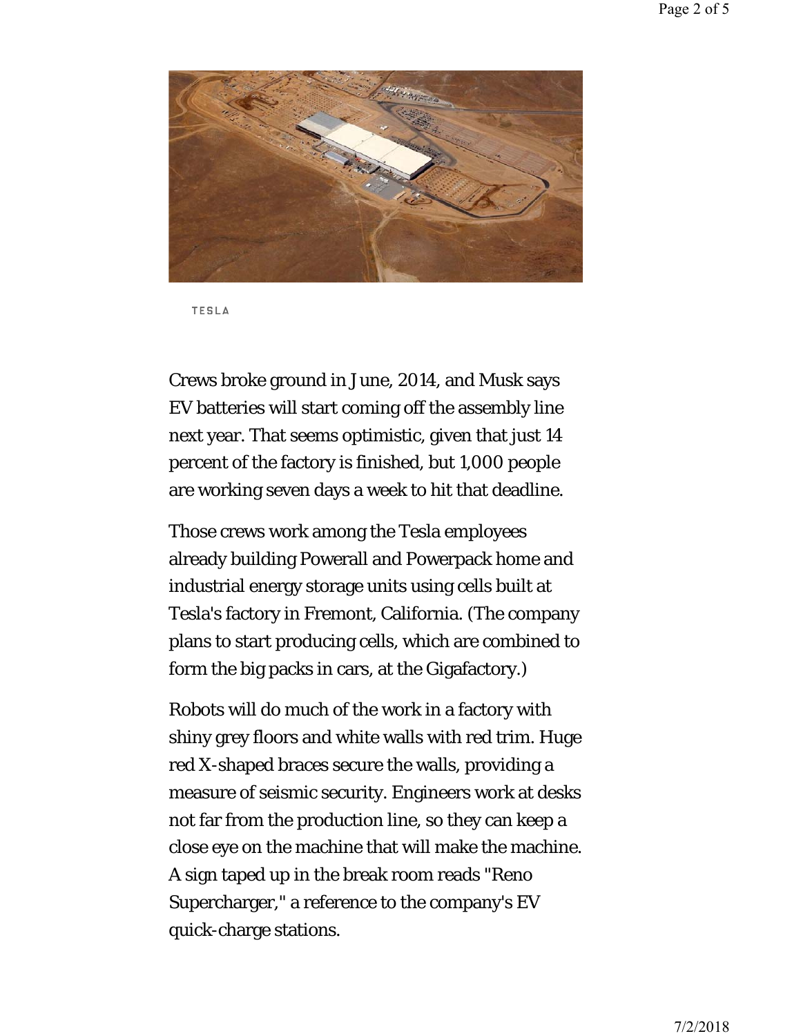TESLA

Crews broke ground in June, 2014, and Musk says EV batteries will start coming off the assembly line next year. That seems optimistic, given that just 14 percent of the factory is finished, but 1,000 people are working seven days a week to hit that deadline.

Those crews work among the Tesla employees already building Powerall and Powerpack home and industrial energy storage units using cells built at Tesla's factory in Fremont, California. (The company plans to start producing cells, which are combined to form the big packs in cars, at the Gigafactory.)

Robots will do much of the work in a factory with shiny grey floors and white walls with red trim. Huge red X-shaped braces secure the walls, providing a measure of seismic security. Engineers work at desks not far from the production line, so they can keep a close eye on the machine that will make the machine. A sign taped up in the break room reads "Reno Supercharger," a reference to the company's EV quick-charge stations.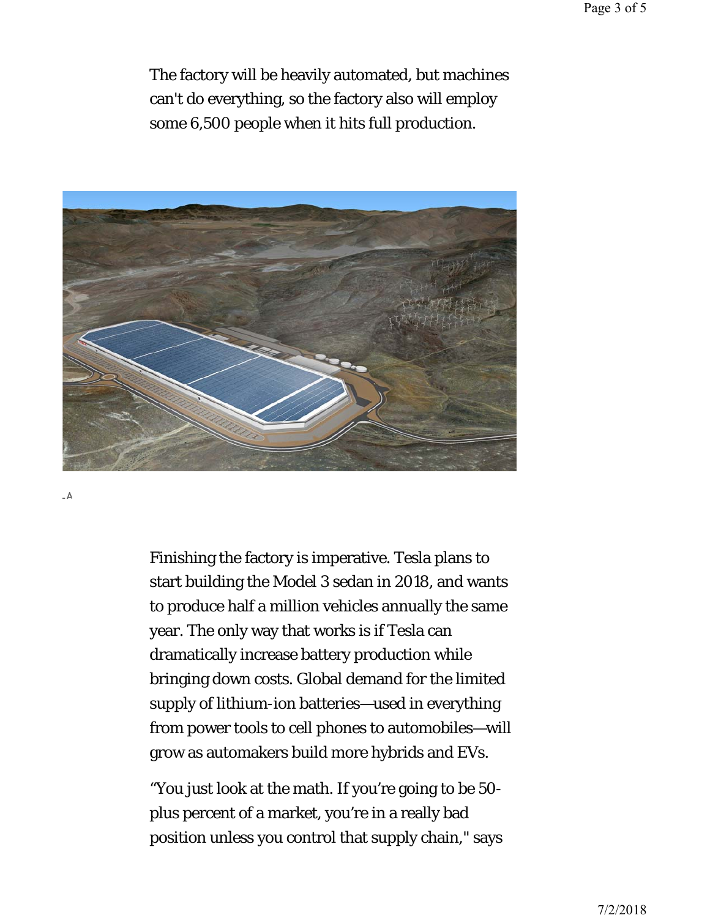The factory will be heavily automated, but machines can't do everything, so the factory also will employ some 6,500 people when it hits full production.

Finishing the factory is imperative. Tesla plans to start building the Model 3 sedan in 2018, and wants to produce half a million vehicles annually the same year. The only way that works is if Tesla can dramatically increase battery production while bringing down costs. Global demand for the limited supply of lithium-ion batteries—used in everything from power tools to cell phones to automobiles—will grow as automakers build more hybrids and EVs.

“You just look at the math. If you’re going to be 50-plus percent of a market, you’re in a really bad position unless you control that supply chain," says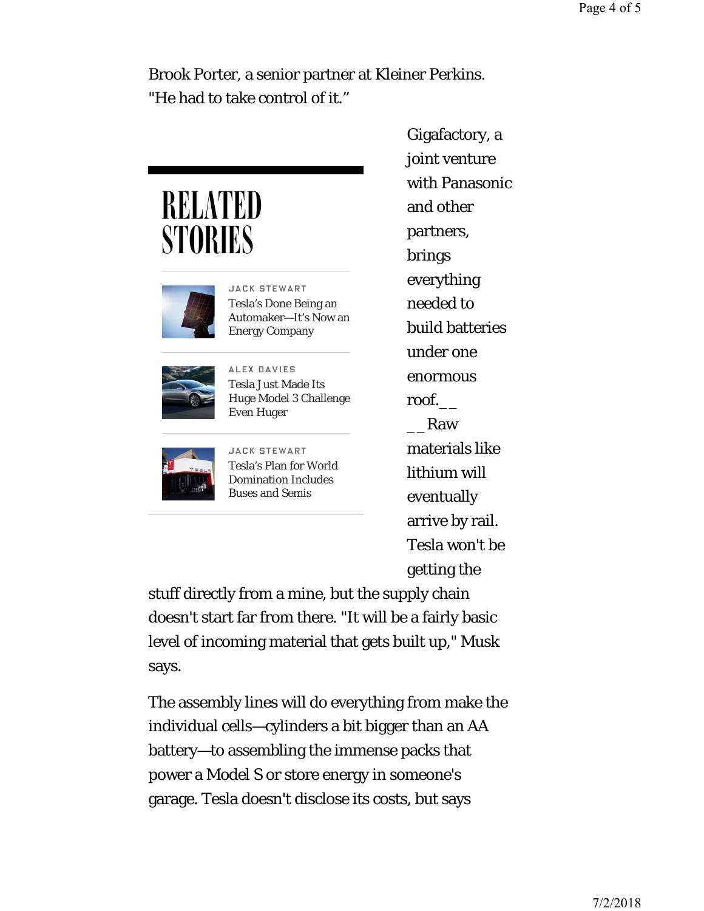Brook Porter, a senior partner at Kleiner Perkins. "He had to take control of it."

## RELATED STORIES

JACK STEWART
Tesla's Done Being an Automaker—It's Now an Energy Company

ALEX DAVIES
Tesla Just Made Its Huge Model 3 Challenge Even Huger

JACK STEWART
Tesla's Plan for World Domination Includes Buses and Semis

Gigafactory, a joint venture with Panasonic and other partners, brings everything needed to build batteries under one enormous roof.__ __Raw materials like lithium will eventually arrive by rail. Tesla won't be getting the stuff directly from a mine, but the supply chain doesn't start far from there. "It will be a fairly basic level of incoming material that gets built up," Musk says.

The assembly lines will do everything from make the individual cells—cylinders a bit bigger than an AA battery—to assembling the immense packs that power a Model S or store energy in someone's garage. Tesla doesn't disclose its costs, but says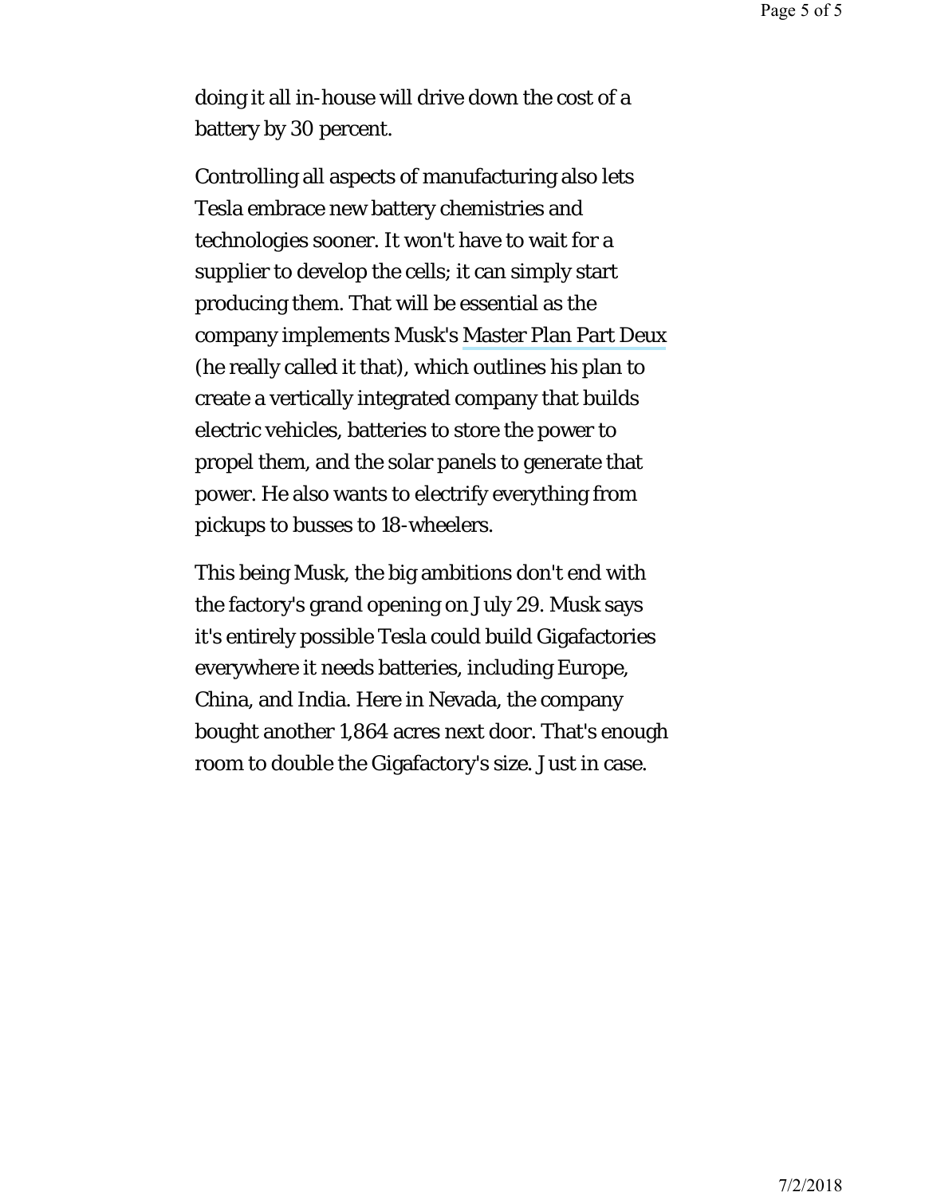doing it all in-house will drive down the cost of a battery by 30 percent.

Controlling all aspects of manufacturing also lets Tesla embrace new battery chemistries and technologies sooner. It won't have to wait for a supplier to develop the cells; it can simply start producing them. That will be essential as the company implements Musk's Master Plan Part Deux (he really called it that), which outlines his plan to create a vertically integrated company that builds electric vehicles, batteries to store the power to propel them, and the solar panels to generate that power. He also wants to electrify everything from pickups to busses to 18-wheelers.

This being Musk, the big ambitions don't end with the factory's grand opening on July 29. Musk says it's entirely possible Tesla could build Gigafactories everywhere it needs batteries, including Europe, China, and India. Here in Nevada, the company bought another 1,864 acres next door. That's enough room to double the Gigafactory's size. Just in case.